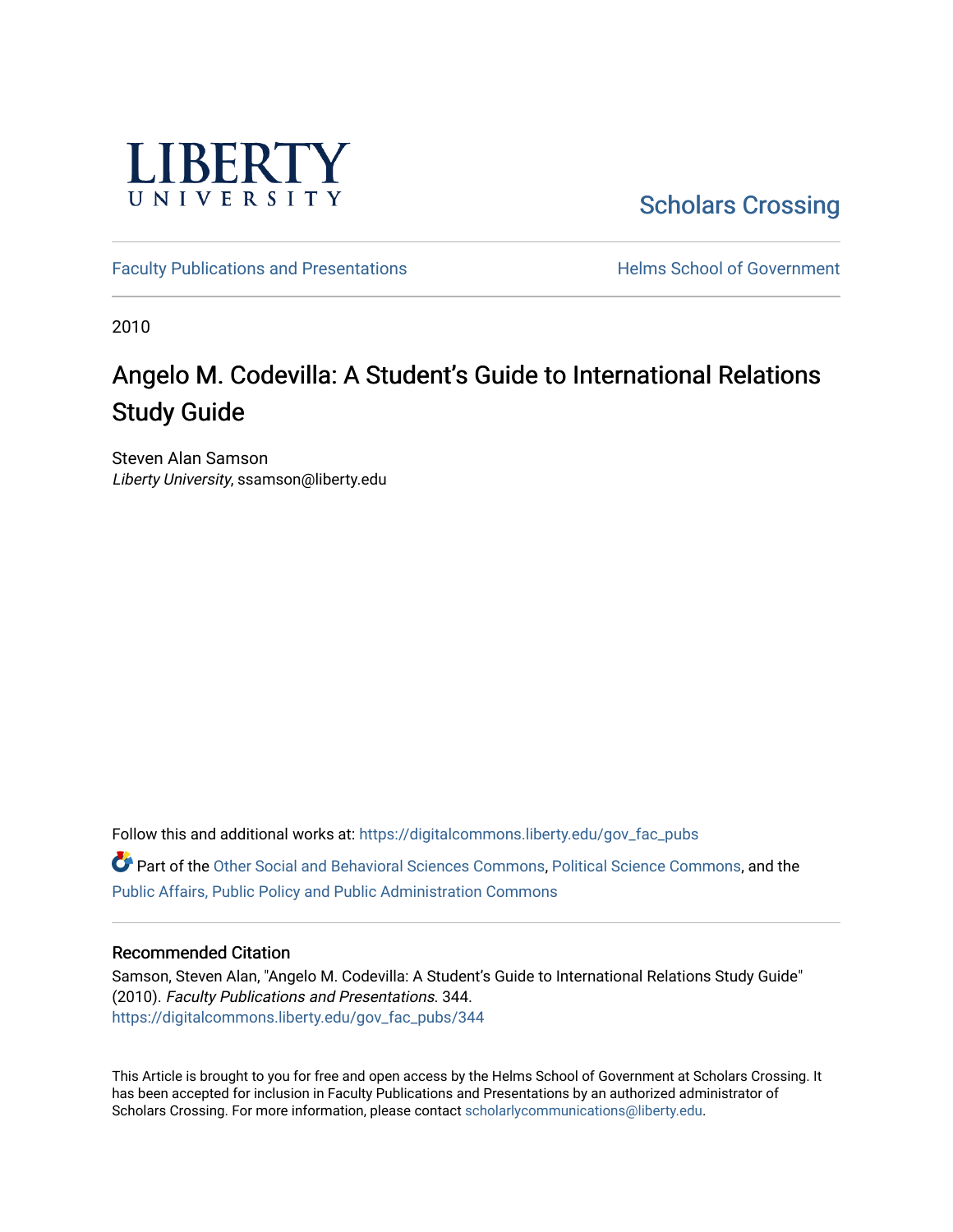LIBERTY UNIVERSITY

Scholars Crossing

Faculty Publications and Presentations

Helms School of Government

2010

# Angelo M. Codevilla: A Student's Guide to International Relations Study Guide

Steven Alan Samson
*Liberty University*, ssamson@liberty.edu

Follow this and additional works at: https://digitalcommons.liberty.edu/gov_fac_pubs

Part of the Other Social and Behavioral Sciences Commons, Political Science Commons, and the Public Affairs, Public Policy and Public Administration Commons

## Recommended Citation

Samson, Steven Alan, "Angelo M. Codevilla: A Student's Guide to International Relations Study Guide" (2010). *Faculty Publications and Presentations*. 344.
https://digitalcommons.liberty.edu/gov_fac_pubs/344

This Article is brought to you for free and open access by the Helms School of Government at Scholars Crossing. It has been accepted for inclusion in Faculty Publications and Presentations by an authorized administrator of Scholars Crossing. For more information, please contact scholarlycommunications@liberty.edu.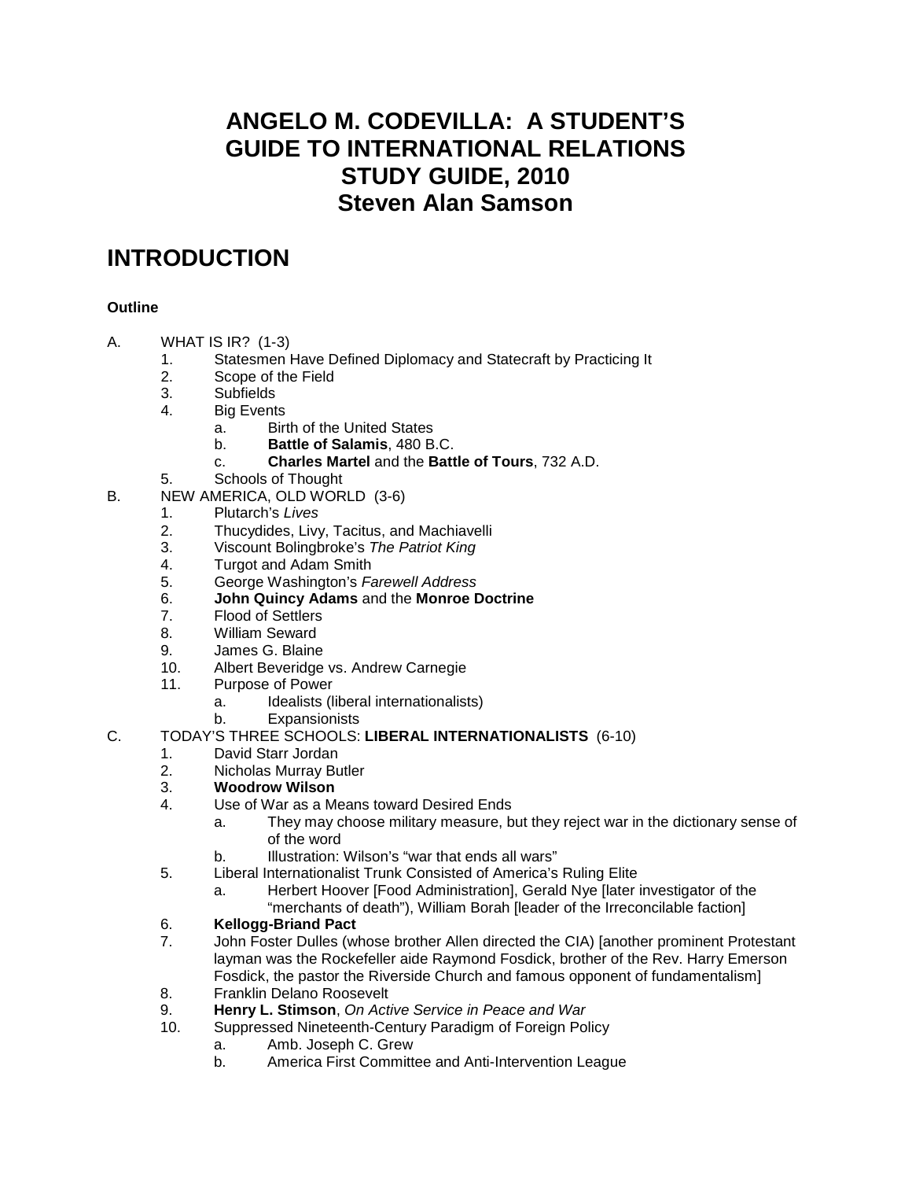# ANGELO M. CODEVILLA: A STUDENT'S GUIDE TO INTERNATIONAL RELATIONS STUDY GUIDE, 2010 Steven Alan Samson

## INTRODUCTION

**Outline**

A. WHAT IS IR? (1-3)
   1. Statesmen Have Defined Diplomacy and Statecraft by Practicing It
   2. Scope of the Field
   3. Subfields
   4. Big Events
      a. Birth of the United States
      b. **Battle of Salamis**, 480 B.C.
      c. **Charles Martel** and the **Battle of Tours**, 732 A.D.
   5. Schools of Thought

B. NEW AMERICA, OLD WORLD (3-6)
   1. Plutarch's *Lives*
   2. Thucydides, Livy, Tacitus, and Machiavelli
   3. Viscount Bolingbroke's *The Patriot King*
   4. Turgot and Adam Smith
   5. George Washington's *Farewell Address*
   6. **John Quincy Adams** and the **Monroe Doctrine**
   7. Flood of Settlers
   8. William Seward
   9. James G. Blaine
   10. Albert Beveridge vs. Andrew Carnegie
   11. Purpose of Power
      a. Idealists (liberal internationalists)
      b. Expansionists

C. TODAY'S THREE SCHOOLS: **LIBERAL INTERNATIONALISTS** (6-10)
   1. David Starr Jordan
   2. Nicholas Murray Butler
   3. **Woodrow Wilson**
   4. Use of War as a Means toward Desired Ends
      a. They may choose military measure, but they reject war in the dictionary sense of of the word
      b. Illustration: Wilson's "war that ends all wars"
   5. Liberal Internationalist Trunk Consisted of America's Ruling Elite
      a. Herbert Hoover [Food Administration], Gerald Nye [later investigator of the "merchants of death"), William Borah [leader of the Irreconcilable faction]
   6. **Kellogg-Briand Pact**
   7. John Foster Dulles (whose brother Allen directed the CIA) [another prominent Protestant layman was the Rockefeller aide Raymond Fosdick, brother of the Rev. Harry Emerson Fosdick, the pastor the Riverside Church and famous opponent of fundamentalism]
   8. Franklin Delano Roosevelt
   9. **Henry L. Stimson**, *On Active Service in Peace and War*
   10. Suppressed Nineteenth-Century Paradigm of Foreign Policy
      a. Amb. Joseph C. Grew
      b. America First Committee and Anti-Intervention League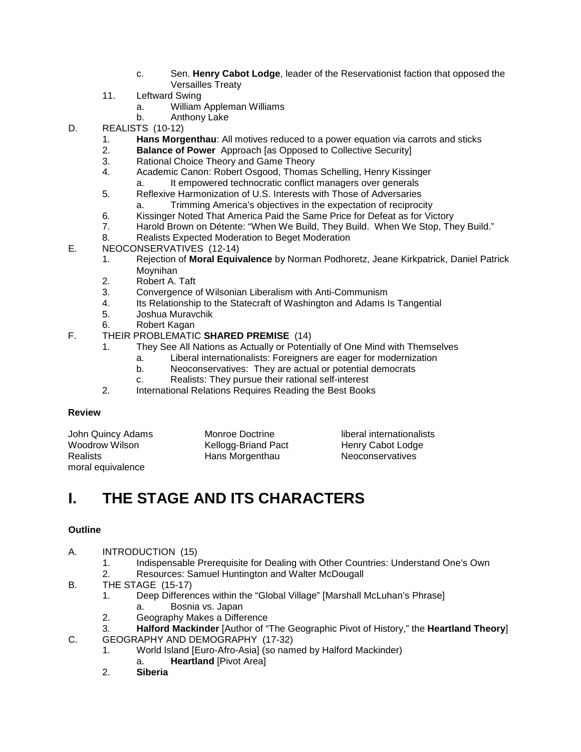- c. Sen. **Henry Cabot Lodge**, leader of the Reservationist faction that opposed the Versailles Treaty
11. Leftward Swing
   - a. William Appleman Williams
   - b. Anthony Lake

D. REALISTS (10-12)
   1. **Hans Morgenthau**: All motives reduced to a power equation via carrots and sticks
   2. **Balance of Power** Approach [as Opposed to Collective Security]
   3. Rational Choice Theory and Game Theory
   4. Academic Canon: Robert Osgood, Thomas Schelling, Henry Kissinger
      - a. It empowered technocratic conflict managers over generals
   5. Reflexive Harmonization of U.S. Interests with Those of Adversaries
      - a. Trimming America's objectives in the expectation of reciprocity
   6. Kissinger Noted That America Paid the Same Price for Defeat as for Victory
   7. Harold Brown on Détente: "When We Build, They Build. When We Stop, They Build."
   8. Realists Expected Moderation to Beget Moderation

E. NEOCONSERVATIVES (12-14)
   1. Rejection of **Moral Equivalence** by Norman Podhoretz, Jeane Kirkpatrick, Daniel Patrick Moynihan
   2. Robert A. Taft
   3. Convergence of Wilsonian Liberalism with Anti-Communism
   4. Its Relationship to the Statecraft of Washington and Adams Is Tangential
   5. Joshua Muravchik
   6. Robert Kagan

F. THEIR PROBLEMATIC **SHARED PREMISE** (14)
   1. They See All Nations as Actually or Potentially of One Mind with Themselves
      - a. Liberal internationalists: Foreigners are eager for modernization
      - b. Neoconservatives: They are actual or potential democrats
      - c. Realists: They pursue their rational self-interest
   2. International Relations Requires Reading the Best Books

**Review**

| | | |
|---|---|---|
| John Quincy Adams | Monroe Doctrine | liberal internationalists |
| Woodrow Wilson | Kellogg-Briand Pact | Henry Cabot Lodge |
| Realists | Hans Morgenthau | Neoconservatives |
| moral equivalence | | |

# I. THE STAGE AND ITS CHARACTERS

**Outline**

A. INTRODUCTION (15)
   1. Indispensable Prerequisite for Dealing with Other Countries: Understand One's Own
   2. Resources: Samuel Huntington and Walter McDougall

B. THE STAGE (15-17)
   1. Deep Differences within the "Global Village" [Marshall McLuhan's Phrase]
      - a. Bosnia vs. Japan
   2. Geography Makes a Difference
   3. **Halford Mackinder** [Author of "The Geographic Pivot of History," the **Heartland Theory**]

C. GEOGRAPHY AND DEMOGRAPHY (17-32)
   1. World Island [Euro-Afro-Asia] (so named by Halford Mackinder)
      - a. **Heartland** [Pivot Area]
   2. **Siberia**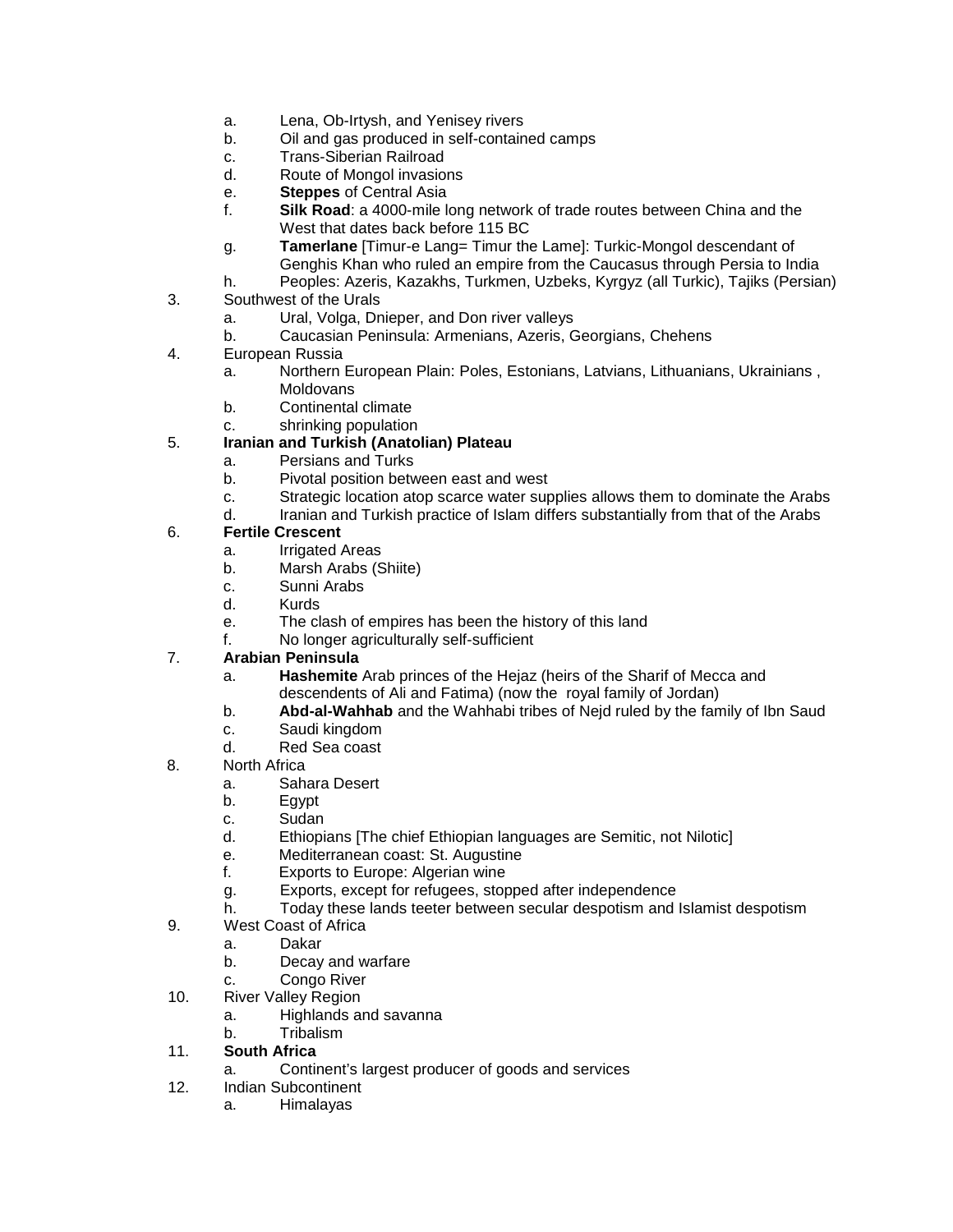a. Lena, Ob-Irtysh, and Yenisey rivers
b. Oil and gas produced in self-contained camps
c. Trans-Siberian Railroad
d. Route of Mongol invasions
e. **Steppes** of Central Asia
f. **Silk Road**: a 4000-mile long network of trade routes between China and the West that dates back before 115 BC
g. **Tamerlane** [Timur-e Lang= Timur the Lame]: Turkic-Mongol descendant of Genghis Khan who ruled an empire from the Caucasus through Persia to India
h. Peoples: Azeris, Kazakhs, Turkmen, Uzbeks, Kyrgyz (all Turkic), Tajiks (Persian)

3. Southwest of the Urals
   a. Ural, Volga, Dnieper, and Don river valleys
   b. Caucasian Peninsula: Armenians, Azeris, Georgians, Chehens
4. European Russia
   a. Northern European Plain: Poles, Estonians, Latvians, Lithuanians, Ukrainians , Moldovans
   b. Continental climate
   c. shrinking population
5. **Iranian and Turkish (Anatolian) Plateau**
   a. Persians and Turks
   b. Pivotal position between east and west
   c. Strategic location atop scarce water supplies allows them to dominate the Arabs
   d. Iranian and Turkish practice of Islam differs substantially from that of the Arabs
6. **Fertile Crescent**
   a. Irrigated Areas
   b. Marsh Arabs (Shiite)
   c. Sunni Arabs
   d. Kurds
   e. The clash of empires has been the history of this land
   f. No longer agriculturally self-sufficient
7. **Arabian Peninsula**
   a. **Hashemite** Arab princes of the Hejaz (heirs of the Sharif of Mecca and descendents of Ali and Fatima) (now the royal family of Jordan)
   b. **Abd-al-Wahhab** and the Wahhabi tribes of Nejd ruled by the family of Ibn Saud
   c. Saudi kingdom
   d. Red Sea coast
8. North Africa
   a. Sahara Desert
   b. Egypt
   c. Sudan
   d. Ethiopians [The chief Ethiopian languages are Semitic, not Nilotic]
   e. Mediterranean coast: St. Augustine
   f. Exports to Europe: Algerian wine
   g. Exports, except for refugees, stopped after independence
   h. Today these lands teeter between secular despotism and Islamist despotism
9. West Coast of Africa
   a. Dakar
   b. Decay and warfare
   c. Congo River
10. River Valley Region
    a. Highlands and savanna
    b. Tribalism
11. **South Africa**
    a. Continent's largest producer of goods and services
12. Indian Subcontinent
    a. Himalayas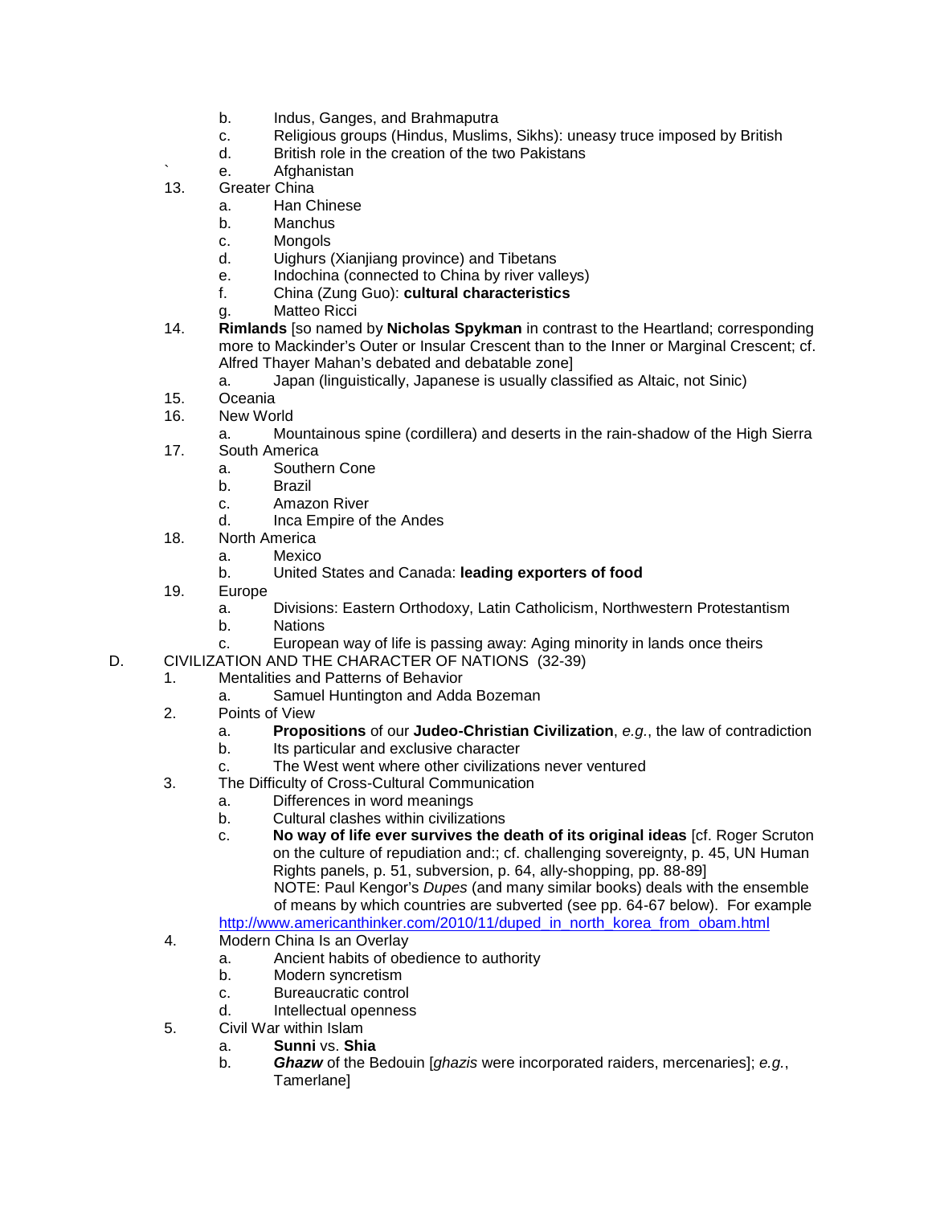- b. Indus, Ganges, and Brahmaputra
- c. Religious groups (Hindus, Muslims, Sikhs): uneasy truce imposed by British
- d. British role in the creation of the two Pakistans
- ` e. Afghanistan

13. Greater China
    - a. Han Chinese
    - b. Manchus
    - c. Mongols
    - d. Uighurs (Xianjiang province) and Tibetans
    - e. Indochina (connected to China by river valleys)
    - f. China (Zung Guo): **cultural characteristics**
    - g. Matteo Ricci
14. **Rimlands** [so named by **Nicholas Spykman** in contrast to the Heartland; corresponding more to Mackinder's Outer or Insular Crescent than to the Inner or Marginal Crescent; cf. Alfred Thayer Mahan's debated and debatable zone]
    - a. Japan (linguistically, Japanese is usually classified as Altaic, not Sinic)
15. Oceania
16. New World
    - a. Mountainous spine (cordillera) and deserts in the rain-shadow of the High Sierra
17. South America
    - a. Southern Cone
    - b. Brazil
    - c. Amazon River
    - d. Inca Empire of the Andes
18. North America
    - a. Mexico
    - b. United States and Canada: **leading exporters of food**
19. Europe
    - a. Divisions: Eastern Orthodoxy, Latin Catholicism, Northwestern Protestantism
    - b. Nations
    - c. European way of life is passing away: Aging minority in lands once theirs

D. CIVILIZATION AND THE CHARACTER OF NATIONS (32-39)

1. Mentalities and Patterns of Behavior
    - a. Samuel Huntington and Adda Bozeman
2. Points of View
    - a. **Propositions** of our **Judeo-Christian Civilization**, *e.g.*, the law of contradiction
    - b. Its particular and exclusive character
    - c. The West went where other civilizations never ventured
3. The Difficulty of Cross-Cultural Communication
    - a. Differences in word meanings
    - b. Cultural clashes within civilizations
    - c. **No way of life ever survives the death of its original ideas** [cf. Roger Scruton on the culture of repudiation and:; cf. challenging sovereignty, p. 45, UN Human Rights panels, p. 51, subversion, p. 64, ally-shopping, pp. 88-89]
      NOTE: Paul Kengor's *Dupes* (and many similar books) deals with the ensemble of means by which countries are subverted (see pp. 64-67 below). For example
      http://www.americanthinker.com/2010/11/duped_in_north_korea_from_obam.html
4. Modern China Is an Overlay
    - a. Ancient habits of obedience to authority
    - b. Modern syncretism
    - c. Bureaucratic control
    - d. Intellectual openness
5. Civil War within Islam
    - a. **Sunni** vs. **Shia**
    - b. ***Ghazw*** of the Bedouin [*ghazis* were incorporated raiders, mercenaries]; *e.g.*, Tamerlane]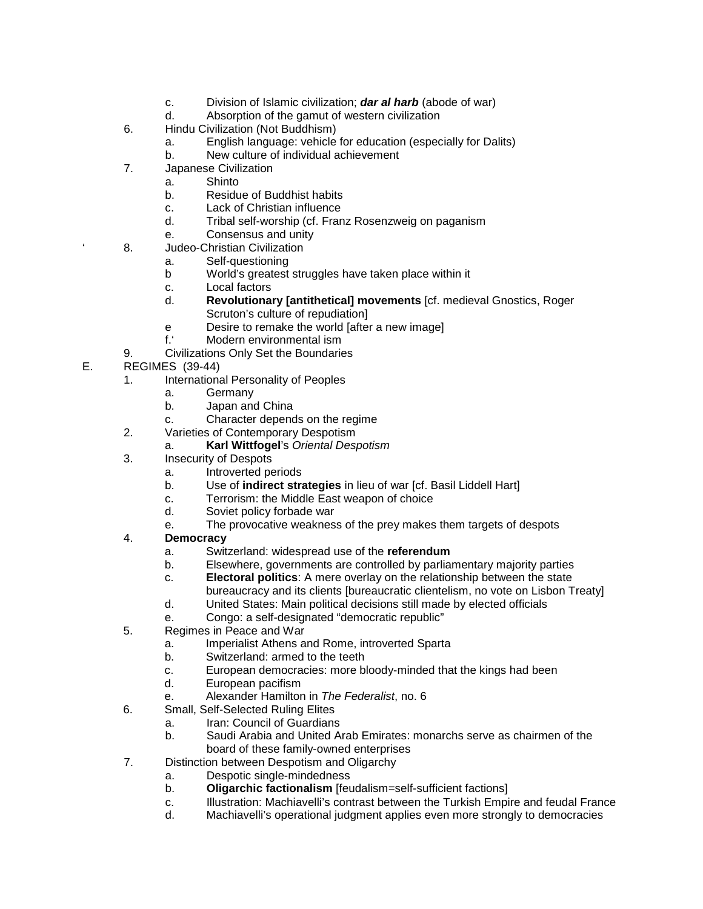- c. Division of Islamic civilization; ***dar al harb*** (abode of war)
- d. Absorption of the gamut of western civilization

6. Hindu Civilization (Not Buddhism)
   - a. English language: vehicle for education (especially for Dalits)
   - b. New culture of individual achievement
7. Japanese Civilization
   - a. Shinto
   - b. Residue of Buddhist habits
   - c. Lack of Christian influence
   - d. Tribal self-worship (cf. Franz Rosenzweig on paganism
   - e. Consensus and unity
8. Judeo-Christian Civilization
   - a. Self-questioning
   - b World's greatest struggles have taken place within it
   - c. Local factors
   - d. **Revolutionary [antithetical] movements** [cf. medieval Gnostics, Roger Scruton's culture of repudiation]
   - e Desire to remake the world [after a new image]
   - f.' Modern environmental ism
9. Civilizations Only Set the Boundaries

E. REGIMES (39-44)

1. International Personality of Peoples
   - a. Germany
   - b. Japan and China
   - c. Character depends on the regime
2. Varieties of Contemporary Despotism
   - a. **Karl Wittfogel**'s *Oriental Despotism*
3. Insecurity of Despots
   - a. Introverted periods
   - b. Use of **indirect strategies** in lieu of war [cf. Basil Liddell Hart]
   - c. Terrorism: the Middle East weapon of choice
   - d. Soviet policy forbade war
   - e. The provocative weakness of the prey makes them targets of despots
4. **Democracy**
   - a. Switzerland: widespread use of the **referendum**
   - b. Elsewhere, governments are controlled by parliamentary majority parties
   - c. **Electoral politics**: A mere overlay on the relationship between the state bureaucracy and its clients [bureaucratic clientelism, no vote on Lisbon Treaty]
   - d. United States: Main political decisions still made by elected officials
   - e. Congo: a self-designated "democratic republic"
5. Regimes in Peace and War
   - a. Imperialist Athens and Rome, introverted Sparta
   - b. Switzerland: armed to the teeth
   - c. European democracies: more bloody-minded that the kings had been
   - d. European pacifism
   - e. Alexander Hamilton in *The Federalist*, no. 6
6. Small, Self-Selected Ruling Elites
   - a. Iran: Council of Guardians
   - b. Saudi Arabia and United Arab Emirates: monarchs serve as chairmen of the board of these family-owned enterprises
7. Distinction between Despotism and Oligarchy
   - a. Despotic single-mindedness
   - b. **Oligarchic factionalism** [feudalism=self-sufficient factions]
   - c. Illustration: Machiavelli's contrast between the Turkish Empire and feudal France
   - d. Machiavelli's operational judgment applies even more strongly to democracies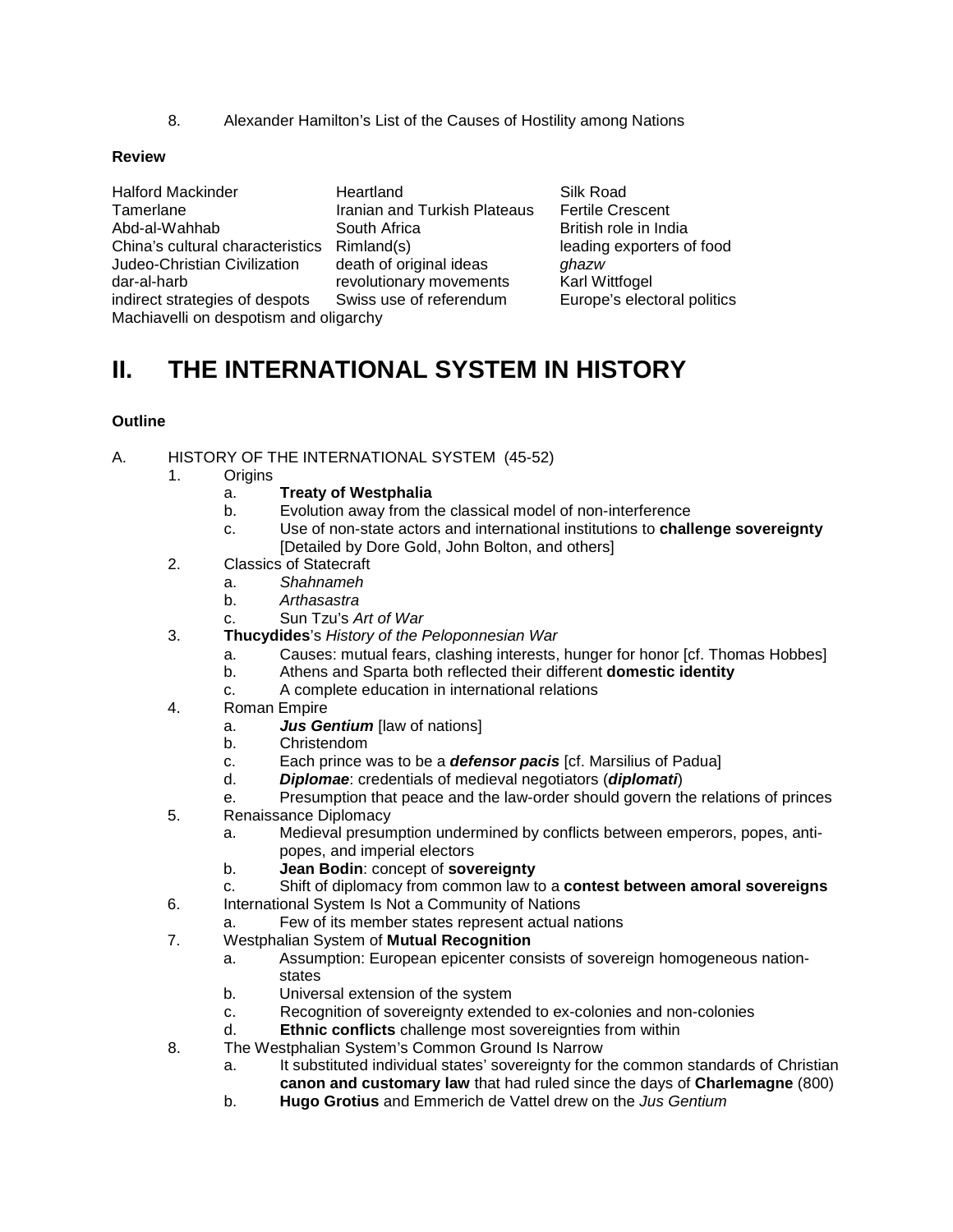8. Alexander Hamilton's List of the Causes of Hostility among Nations

**Review**

| | | |
|---|---|---|
| Halford Mackinder | Heartland | Silk Road |
| Tamerlane | Iranian and Turkish Plateaus | Fertile Crescent |
| Abd-al-Wahhab | South Africa | British role in India |
| China's cultural characteristics | Rimland(s) | leading exporters of food |
| Judeo-Christian Civilization | death of original ideas | *ghazw* |
| dar-al-harb | revolutionary movements | Karl Wittfogel |
| indirect strategies of despots | Swiss use of referendum | Europe's electoral politics |
| Machiavelli on despotism and oligarchy | | |

# II. THE INTERNATIONAL SYSTEM IN HISTORY

**Outline**

A. HISTORY OF THE INTERNATIONAL SYSTEM (45-52)

1. Origins
   a. **Treaty of Westphalia**
   b. Evolution away from the classical model of non-interference
   c. Use of non-state actors and international institutions to **challenge sovereignty** [Detailed by Dore Gold, John Bolton, and others]
2. Classics of Statecraft
   a. *Shahnameh*
   b. *Arthasastra*
   c. Sun Tzu's *Art of War*
3. **Thucydides**'s *History of the Peloponnesian War*
   a. Causes: mutual fears, clashing interests, hunger for honor [cf. Thomas Hobbes]
   b. Athens and Sparta both reflected their different **domestic identity**
   c. A complete education in international relations
4. Roman Empire
   a. ***Jus Gentium*** [law of nations]
   b. Christendom
   c. Each prince was to be a ***defensor pacis*** [cf. Marsilius of Padua]
   d. ***Diplomae***: credentials of medieval negotiators (***diplomati***)
   e. Presumption that peace and the law-order should govern the relations of princes
5. Renaissance Diplomacy
   a. Medieval presumption undermined by conflicts between emperors, popes, anti-popes, and imperial electors
   b. **Jean Bodin**: concept of **sovereignty**
   c. Shift of diplomacy from common law to a **contest between amoral sovereigns**
6. International System Is Not a Community of Nations
   a. Few of its member states represent actual nations
7. Westphalian System of **Mutual Recognition**
   a. Assumption: European epicenter consists of sovereign homogeneous nation-states
   b. Universal extension of the system
   c. Recognition of sovereignty extended to ex-colonies and non-colonies
   d. **Ethnic conflicts** challenge most sovereignties from within
8. The Westphalian System's Common Ground Is Narrow
   a. It substituted individual states' sovereignty for the common standards of Christian **canon and customary law** that had ruled since the days of **Charlemagne** (800)
   b. **Hugo Grotius** and Emmerich de Vattel drew on the *Jus Gentium*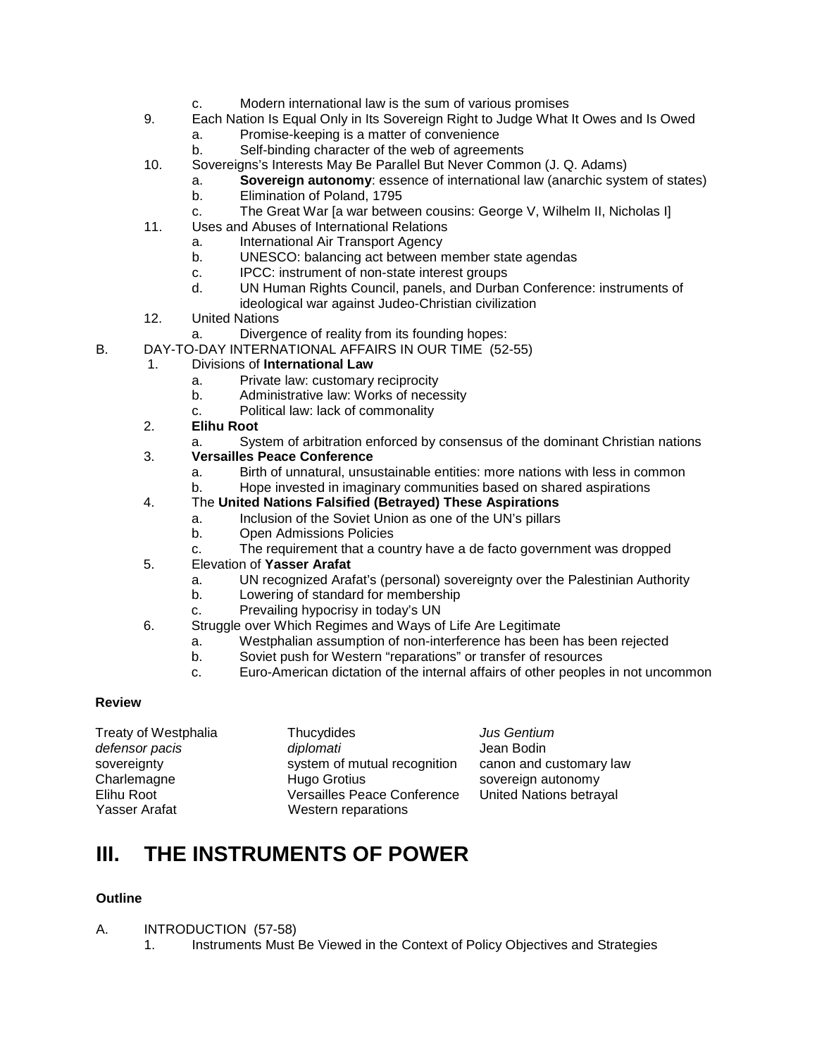c. Modern international law is the sum of various promises

    9. Each Nation Is Equal Only in Its Sovereign Right to Judge What It Owes and Is Owed
        a. Promise-keeping is a matter of convenience
        b. Self-binding character of the web of agreements
    10. Sovereigns's Interests May Be Parallel But Never Common (J. Q. Adams)
        a. **Sovereign autonomy**: essence of international law (anarchic system of states)
        b. Elimination of Poland, 1795
        c. The Great War [a war between cousins: George V, Wilhelm II, Nicholas I]
    11. Uses and Abuses of International Relations
        a. International Air Transport Agency
        b. UNESCO: balancing act between member state agendas
        c. IPCC: instrument of non-state interest groups
        d. UN Human Rights Council, panels, and Durban Conference: instruments of ideological war against Judeo-Christian civilization
    12. United Nations
        a. Divergence of reality from its founding hopes:

B. DAY-TO-DAY INTERNATIONAL AFFAIRS IN OUR TIME (52-55)
    1. Divisions of **International Law**
        a. Private law: customary reciprocity
        b. Administrative law: Works of necessity
        c. Political law: lack of commonality
    2. **Elihu Root**
        a. System of arbitration enforced by consensus of the dominant Christian nations
    3. **Versailles Peace Conference**
        a. Birth of unnatural, unsustainable entities: more nations with less in common
        b. Hope invested in imaginary communities based on shared aspirations
    4. The **United Nations Falsified (Betrayed) These Aspirations**
        a. Inclusion of the Soviet Union as one of the UN's pillars
        b. Open Admissions Policies
        c. The requirement that a country have a de facto government was dropped
    5. Elevation of **Yasser Arafat**
        a. UN recognized Arafat's (personal) sovereignty over the Palestinian Authority
        b. Lowering of standard for membership
        c. Prevailing hypocrisy in today's UN
    6. Struggle over Which Regimes and Ways of Life Are Legitimate
        a. Westphalian assumption of non-interference has been has been rejected
        b. Soviet push for Western "reparations" or transfer of resources
        c. Euro-American dictation of the internal affairs of other peoples in not uncommon

**Review**

| | | |
|---|---|---|
| Treaty of Westphalia | Thucydides | *Jus Gentium* |
| *defensor pacis* | *diplomati* | Jean Bodin |
| sovereignty | system of mutual recognition | canon and customary law |
| Charlemagne | Hugo Grotius | sovereign autonomy |
| Elihu Root | Versailles Peace Conference | United Nations betrayal |
| Yasser Arafat | Western reparations | |

# III. THE INSTRUMENTS OF POWER

**Outline**

A. INTRODUCTION (57-58)
    1. Instruments Must Be Viewed in the Context of Policy Objectives and Strategies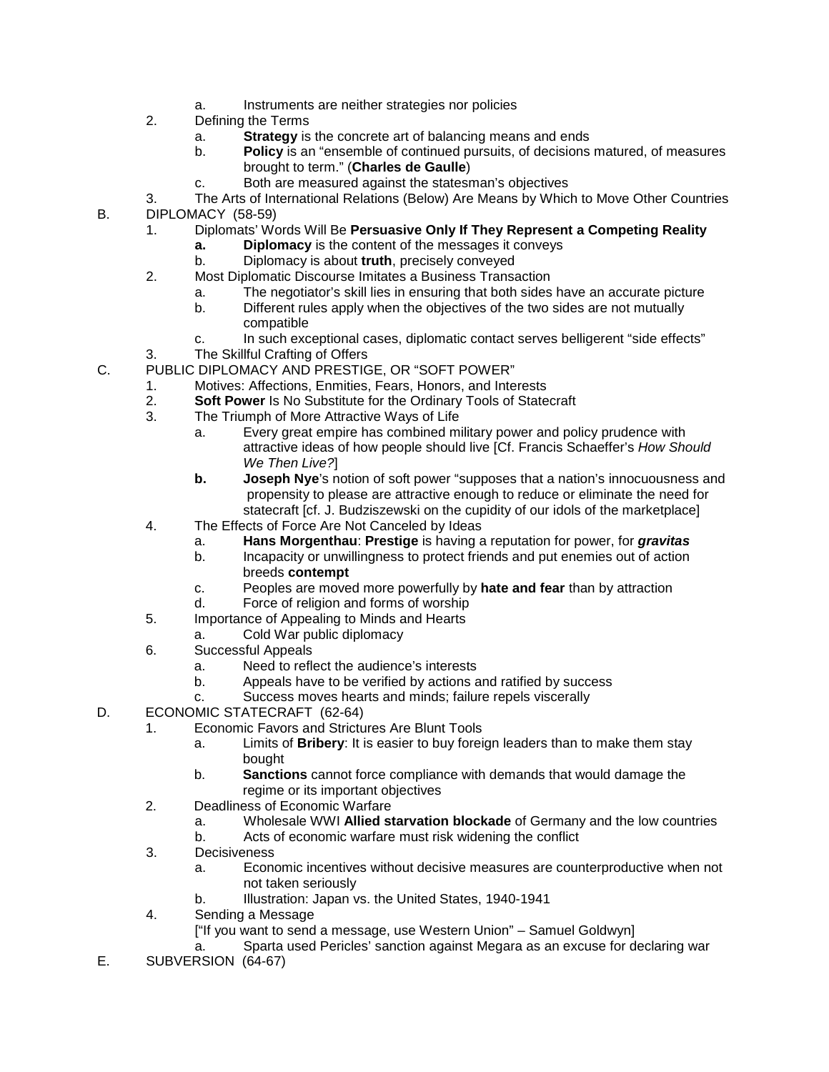a. Instruments are neither strategies nor policies

2. Defining the Terms
   a. **Strategy** is the concrete art of balancing means and ends
   b. **Policy** is an "ensemble of continued pursuits, of decisions matured, of measures brought to term." (**Charles de Gaulle**)
   c. Both are measured against the statesman's objectives
3. The Arts of International Relations (Below) Are Means by Which to Move Other Countries

B. DIPLOMACY (58-59)

1. Diplomats' Words Will Be **Persuasive Only If They Represent a Competing Reality**
   **a.** **Diplomacy** is the content of the messages it conveys
   b. Diplomacy is about **truth**, precisely conveyed
2. Most Diplomatic Discourse Imitates a Business Transaction
   a. The negotiator's skill lies in ensuring that both sides have an accurate picture
   b. Different rules apply when the objectives of the two sides are not mutually compatible
   c. In such exceptional cases, diplomatic contact serves belligerent "side effects"
3. The Skillful Crafting of Offers

C. PUBLIC DIPLOMACY AND PRESTIGE, OR "SOFT POWER"

1. Motives: Affections, Enmities, Fears, Honors, and Interests
2. **Soft Power** Is No Substitute for the Ordinary Tools of Statecraft
3. The Triumph of More Attractive Ways of Life
   a. Every great empire has combined military power and policy prudence with attractive ideas of how people should live [Cf. Francis Schaeffer's *How Should We Then Live?*]
   **b.** **Joseph Nye**'s notion of soft power "supposes that a nation's innocuousness and propensity to please are attractive enough to reduce or eliminate the need for statecraft [cf. J. Budziszewski on the cupidity of our idols of the marketplace]
4. The Effects of Force Are Not Canceled by Ideas
   a. **Hans Morgenthau**: **Prestige** is having a reputation for power, for ***gravitas***
   b. Incapacity or unwillingness to protect friends and put enemies out of action breeds **contempt**
   c. Peoples are moved more powerfully by **hate and fear** than by attraction
   d. Force of religion and forms of worship
5. Importance of Appealing to Minds and Hearts
   a. Cold War public diplomacy
6. Successful Appeals
   a. Need to reflect the audience's interests
   b. Appeals have to be verified by actions and ratified by success
   c. Success moves hearts and minds; failure repels viscerally

D. ECONOMIC STATECRAFT (62-64)

1. Economic Favors and Strictures Are Blunt Tools
   a. Limits of **Bribery**: It is easier to buy foreign leaders than to make them stay bought
   b. **Sanctions** cannot force compliance with demands that would damage the regime or its important objectives
2. Deadliness of Economic Warfare
   a. Wholesale WWI **Allied starvation blockade** of Germany and the low countries
   b. Acts of economic warfare must risk widening the conflict
3. Decisiveness
   a. Economic incentives without decisive measures are counterproductive when not not taken seriously
   b. Illustration: Japan vs. the United States, 1940-1941
4. Sending a Message
   ["If you want to send a message, use Western Union" – Samuel Goldwyn]
   a. Sparta used Pericles' sanction against Megara as an excuse for declaring war

E. SUBVERSION (64-67)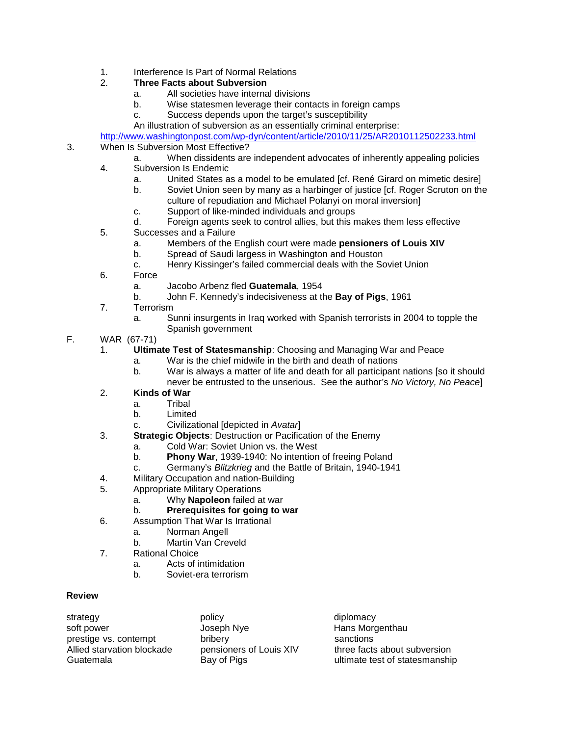1. Interference Is Part of Normal Relations
2. **Three Facts about Subversion**
    a. All societies have internal divisions
    b. Wise statesmen leverage their contacts in foreign camps
    c. Success depends upon the target's susceptibility

    An illustration of subversion as an essentially criminal enterprise:
    http://www.washingtonpost.com/wp-dyn/content/article/2010/11/25/AR2010112502233.html
3. When Is Subversion Most Effective?
    a. When dissidents are independent advocates of inherently appealing policies
4. Subversion Is Endemic
    a. United States as a model to be emulated [cf. René Girard on mimetic desire]
    b. Soviet Union seen by many as a harbinger of justice [cf. Roger Scruton on the culture of repudiation and Michael Polanyi on moral inversion]
    c. Support of like-minded individuals and groups
    d. Foreign agents seek to control allies, but this makes them less effective
5. Successes and a Failure
    a. Members of the English court were made **pensioners of Louis XIV**
    b. Spread of Saudi largess in Washington and Houston
    c. Henry Kissinger's failed commercial deals with the Soviet Union
6. Force
    a. Jacobo Arbenz fled **Guatemala**, 1954
    b. John F. Kennedy's indecisiveness at the **Bay of Pigs**, 1961
7. Terrorism
    a. Sunni insurgents in Iraq worked with Spanish terrorists in 2004 to topple the Spanish government

F. WAR (67-71)
1. **Ultimate Test of Statesmanship**: Choosing and Managing War and Peace
    a. War is the chief midwife in the birth and death of nations
    b. War is always a matter of life and death for all participant nations [so it should never be entrusted to the unserious. See the author's *No Victory, No Peace*]
2. **Kinds of War**
    a. Tribal
    b. Limited
    c. Civilizational [depicted in *Avatar*]
3. **Strategic Objects**: Destruction or Pacification of the Enemy
    a. Cold War: Soviet Union vs. the West
    b. **Phony War**, 1939-1940: No intention of freeing Poland
    c. Germany's *Blitzkrieg* and the Battle of Britain, 1940-1941
4. Military Occupation and nation-Building
5. Appropriate Military Operations
    a. Why **Napoleon** failed at war
    b. **Prerequisites for going to war**
6. Assumption That War Is Irrational
    a. Norman Angell
    b. Martin Van Creveld
7. Rational Choice
    a. Acts of intimidation
    b. Soviet-era terrorism

**Review**

| | | |
|---|---|---|
| strategy | policy | diplomacy |
| soft power | Joseph Nye | Hans Morgenthau |
| prestige vs. contempt | bribery | sanctions |
| Allied starvation blockade | pensioners of Louis XIV | three facts about subversion |
| Guatemala | Bay of Pigs | ultimate test of statesmanship |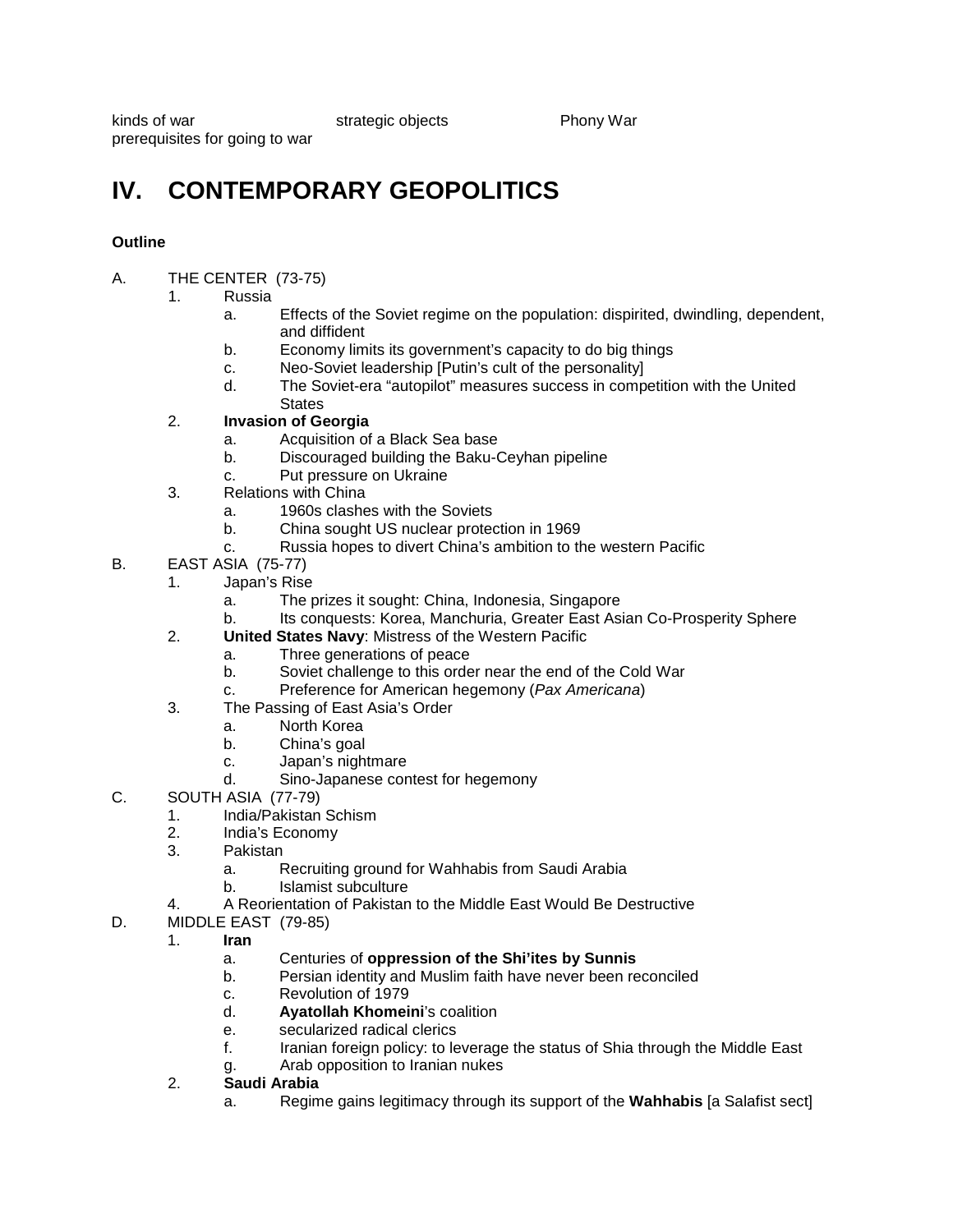kinds of war strategic objects Phony War
prerequisites for going to war

# IV. CONTEMPORARY GEOPOLITICS

**Outline**

A. THE CENTER (73-75)
   1. Russia
      a. Effects of the Soviet regime on the population: dispirited, dwindling, dependent, and diffident
      b. Economy limits its government's capacity to do big things
      c. Neo-Soviet leadership [Putin's cult of the personality]
      d. The Soviet-era "autopilot" measures success in competition with the United States
   2. **Invasion of Georgia**
      a. Acquisition of a Black Sea base
      b. Discouraged building the Baku-Ceyhan pipeline
      c. Put pressure on Ukraine
   3. Relations with China
      a. 1960s clashes with the Soviets
      b. China sought US nuclear protection in 1969
      c. Russia hopes to divert China's ambition to the western Pacific

B. EAST ASIA (75-77)
   1. Japan's Rise
      a. The prizes it sought: China, Indonesia, Singapore
      b. Its conquests: Korea, Manchuria, Greater East Asian Co-Prosperity Sphere
   2. **United States Navy**: Mistress of the Western Pacific
      a. Three generations of peace
      b. Soviet challenge to this order near the end of the Cold War
      c. Preference for American hegemony (*Pax Americana*)
   3. The Passing of East Asia's Order
      a. North Korea
      b. China's goal
      c. Japan's nightmare
      d. Sino-Japanese contest for hegemony

C. SOUTH ASIA (77-79)
   1. India/Pakistan Schism
   2. India's Economy
   3. Pakistan
      a. Recruiting ground for Wahhabis from Saudi Arabia
      b. Islamist subculture
   4. A Reorientation of Pakistan to the Middle East Would Be Destructive

D. MIDDLE EAST (79-85)
   1. **Iran**
      a. Centuries of **oppression of the Shi'ites by Sunnis**
      b. Persian identity and Muslim faith have never been reconciled
      c. Revolution of 1979
      d. **Ayatollah Khomeini**'s coalition
      e. secularized radical clerics
      f. Iranian foreign policy: to leverage the status of Shia through the Middle East
      g. Arab opposition to Iranian nukes
   2. **Saudi Arabia**
      a. Regime gains legitimacy through its support of the **Wahhabis** [a Salafist sect]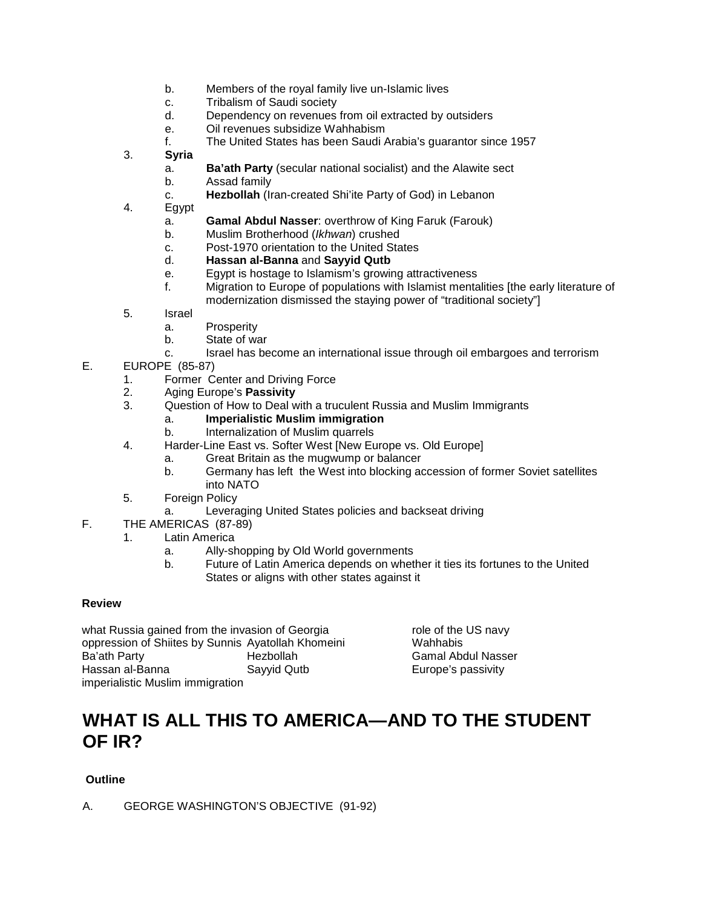b. Members of the royal family live un-Islamic lives
   c. Tribalism of Saudi society
   d. Dependency on revenues from oil extracted by outsiders
   e. Oil revenues subsidize Wahhabism
   f. The United States has been Saudi Arabia's guarantor since 1957

3. **Syria**
   a. **Ba'ath Party** (secular national socialist) and the Alawite sect
   b. Assad family
   c. **Hezbollah** (Iran-created Shi'ite Party of God) in Lebanon

4. Egypt
   a. **Gamal Abdul Nasser**: overthrow of King Faruk (Farouk)
   b. Muslim Brotherhood (*Ikhwan*) crushed
   c. Post-1970 orientation to the United States
   d. **Hassan al-Banna** and **Sayyid Qutb**
   e. Egypt is hostage to Islamism's growing attractiveness
   f. Migration to Europe of populations with Islamist mentalities [the early literature of modernization dismissed the staying power of "traditional society"]

5. Israel
   a. Prosperity
   b. State of war
   c. Israel has become an international issue through oil embargoes and terrorism

E. EUROPE (85-87)
   1. Former Center and Driving Force
   2. Aging Europe's **Passivity**
   3. Question of How to Deal with a truculent Russia and Muslim Immigrants
      a. **Imperialistic Muslim immigration**
      b. Internalization of Muslim quarrels
   4. Harder-Line East vs. Softer West [New Europe vs. Old Europe]
      a. Great Britain as the mugwump or balancer
      b. Germany has left the West into blocking accession of former Soviet satellites into NATO
   5. Foreign Policy
      a. Leveraging United States policies and backseat driving

F. THE AMERICAS (87-89)
   1. Latin America
      a. Ally-shopping by Old World governments
      b. Future of Latin America depends on whether it ties its fortunes to the United States or aligns with other states against it

**Review**

what Russia gained from the invasion of Georgia
role of the US navy
oppression of Shiites by Sunnis
Ayatollah Khomeini
Wahhabis
Ba'ath Party
Hezbollah
Gamal Abdul Nasser
Hassan al-Banna
Sayyid Qutb
Europe's passivity
imperialistic Muslim immigration

# WHAT IS ALL THIS TO AMERICA—AND TO THE STUDENT OF IR?

**Outline**

A. GEORGE WASHINGTON'S OBJECTIVE (91-92)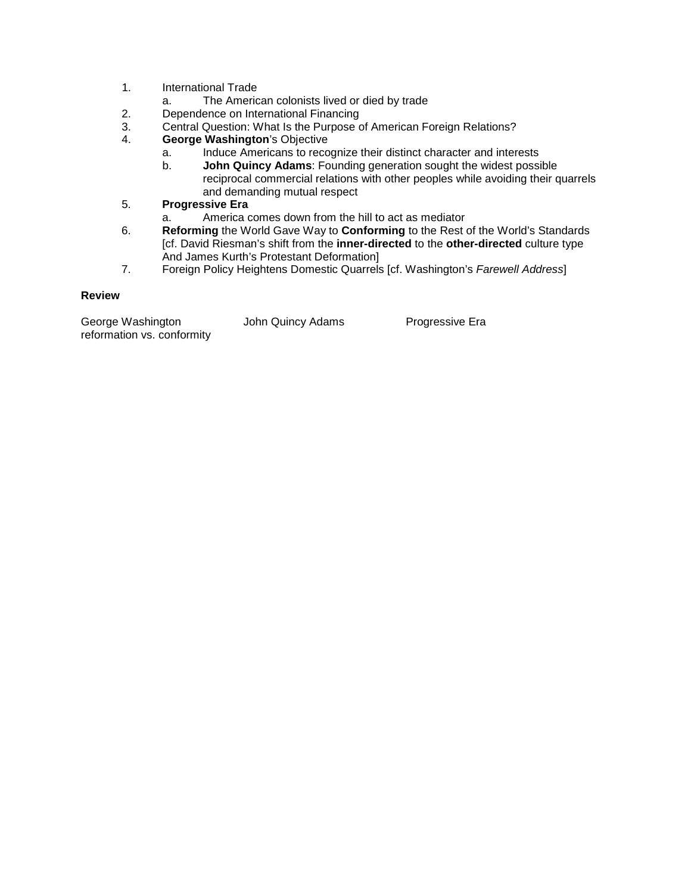1. International Trade
    a. The American colonists lived or died by trade
2. Dependence on International Financing
3. Central Question: What Is the Purpose of American Foreign Relations?
4. **George Washington**'s Objective
    a. Induce Americans to recognize their distinct character and interests
    b. **John Quincy Adams**: Founding generation sought the widest possible reciprocal commercial relations with other peoples while avoiding their quarrels and demanding mutual respect
5. **Progressive Era**
    a. America comes down from the hill to act as mediator
6. **Reforming** the World Gave Way to **Conforming** to the Rest of the World's Standards [cf. David Riesman's shift from the **inner-directed** to the **other-directed** culture type And James Kurth's Protestant Deformation]
7. Foreign Policy Heightens Domestic Quarrels [cf. Washington's *Farewell Address*]

**Review**

George Washington    John Quincy Adams    Progressive Era
reformation vs. conformity